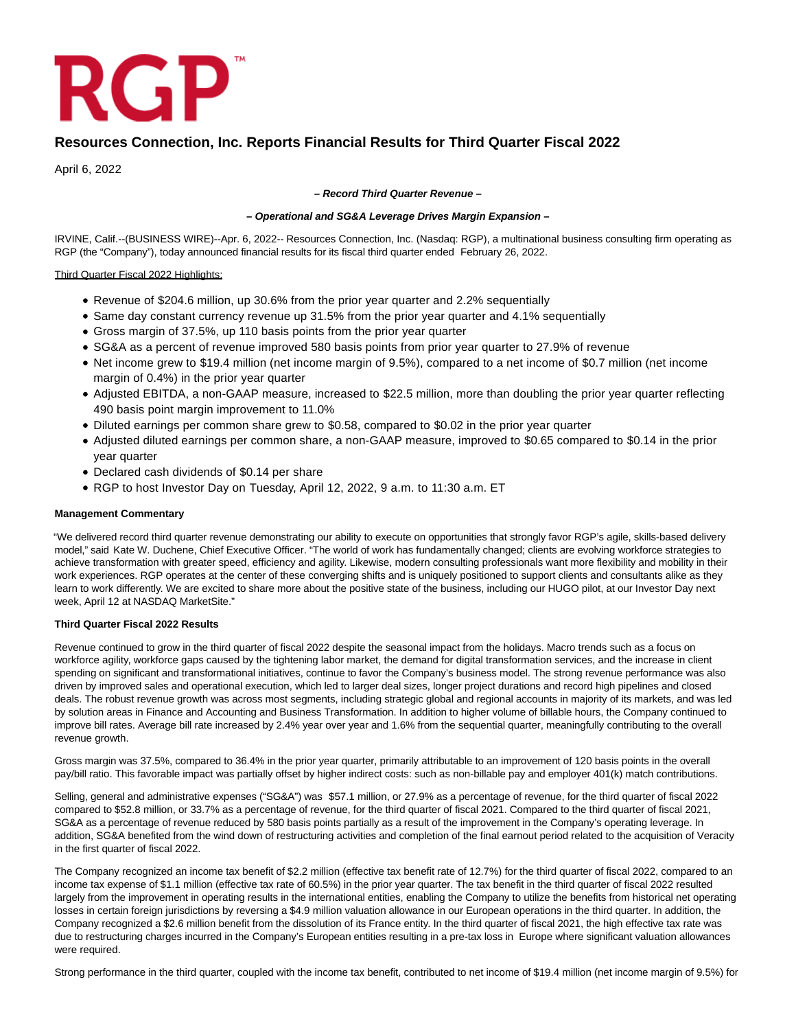RGP™

# Resources Connection, Inc. Reports Financial Results for Third Quarter Fiscal 2022

April 6, 2022

***– Record Third Quarter Revenue –***

***– Operational and SG&A Leverage Drives Margin Expansion –***

IRVINE, Calif.--(BUSINESS WIRE)--Apr. 6, 2022-- Resources Connection, Inc. (Nasdaq: RGP), a multinational business consulting firm operating as RGP (the "Company"), today announced financial results for its fiscal third quarter ended February 26, 2022.

Third Quarter Fiscal 2022 Highlights:

- Revenue of $204.6 million, up 30.6% from the prior year quarter and 2.2% sequentially
- Same day constant currency revenue up 31.5% from the prior year quarter and 4.1% sequentially
- Gross margin of 37.5%, up 110 basis points from the prior year quarter
- SG&A as a percent of revenue improved 580 basis points from prior year quarter to 27.9% of revenue
- Net income grew to $19.4 million (net income margin of 9.5%), compared to a net income of $0.7 million (net income margin of 0.4%) in the prior year quarter
- Adjusted EBITDA, a non-GAAP measure, increased to $22.5 million, more than doubling the prior year quarter reflecting 490 basis point margin improvement to 11.0%
- Diluted earnings per common share grew to $0.58, compared to $0.02 in the prior year quarter
- Adjusted diluted earnings per common share, a non-GAAP measure, improved to $0.65 compared to $0.14 in the prior year quarter
- Declared cash dividends of $0.14 per share
- RGP to host Investor Day on Tuesday, April 12, 2022, 9 a.m. to 11:30 a.m. ET

**Management Commentary**

"We delivered record third quarter revenue demonstrating our ability to execute on opportunities that strongly favor RGP's agile, skills-based delivery model," said Kate W. Duchene, Chief Executive Officer. "The world of work has fundamentally changed; clients are evolving workforce strategies to achieve transformation with greater speed, efficiency and agility. Likewise, modern consulting professionals want more flexibility and mobility in their work experiences. RGP operates at the center of these converging shifts and is uniquely positioned to support clients and consultants alike as they learn to work differently. We are excited to share more about the positive state of the business, including our HUGO pilot, at our Investor Day next week, April 12 at NASDAQ MarketSite."

**Third Quarter Fiscal 2022 Results**

Revenue continued to grow in the third quarter of fiscal 2022 despite the seasonal impact from the holidays. Macro trends such as a focus on workforce agility, workforce gaps caused by the tightening labor market, the demand for digital transformation services, and the increase in client spending on significant and transformational initiatives, continue to favor the Company's business model. The strong revenue performance was also driven by improved sales and operational execution, which led to larger deal sizes, longer project durations and record high pipelines and closed deals. The robust revenue growth was across most segments, including strategic global and regional accounts in majority of its markets, and was led by solution areas in Finance and Accounting and Business Transformation. In addition to higher volume of billable hours, the Company continued to improve bill rates. Average bill rate increased by 2.4% year over year and 1.6% from the sequential quarter, meaningfully contributing to the overall revenue growth.

Gross margin was 37.5%, compared to 36.4% in the prior year quarter, primarily attributable to an improvement of 120 basis points in the overall pay/bill ratio. This favorable impact was partially offset by higher indirect costs: such as non-billable pay and employer 401(k) match contributions.

Selling, general and administrative expenses ("SG&A") was $57.1 million, or 27.9% as a percentage of revenue, for the third quarter of fiscal 2022 compared to $52.8 million, or 33.7% as a percentage of revenue, for the third quarter of fiscal 2021. Compared to the third quarter of fiscal 2021, SG&A as a percentage of revenue reduced by 580 basis points partially as a result of the improvement in the Company's operating leverage. In addition, SG&A benefited from the wind down of restructuring activities and completion of the final earnout period related to the acquisition of Veracity in the first quarter of fiscal 2022.

The Company recognized an income tax benefit of $2.2 million (effective tax benefit rate of 12.7%) for the third quarter of fiscal 2022, compared to an income tax expense of $1.1 million (effective tax rate of 60.5%) in the prior year quarter. The tax benefit in the third quarter of fiscal 2022 resulted largely from the improvement in operating results in the international entities, enabling the Company to utilize the benefits from historical net operating losses in certain foreign jurisdictions by reversing a $4.9 million valuation allowance in our European operations in the third quarter. In addition, the Company recognized a $2.6 million benefit from the dissolution of its France entity. In the third quarter of fiscal 2021, the high effective tax rate was due to restructuring charges incurred in the Company's European entities resulting in a pre-tax loss in Europe where significant valuation allowances were required.

Strong performance in the third quarter, coupled with the income tax benefit, contributed to net income of $19.4 million (net income margin of 9.5%) for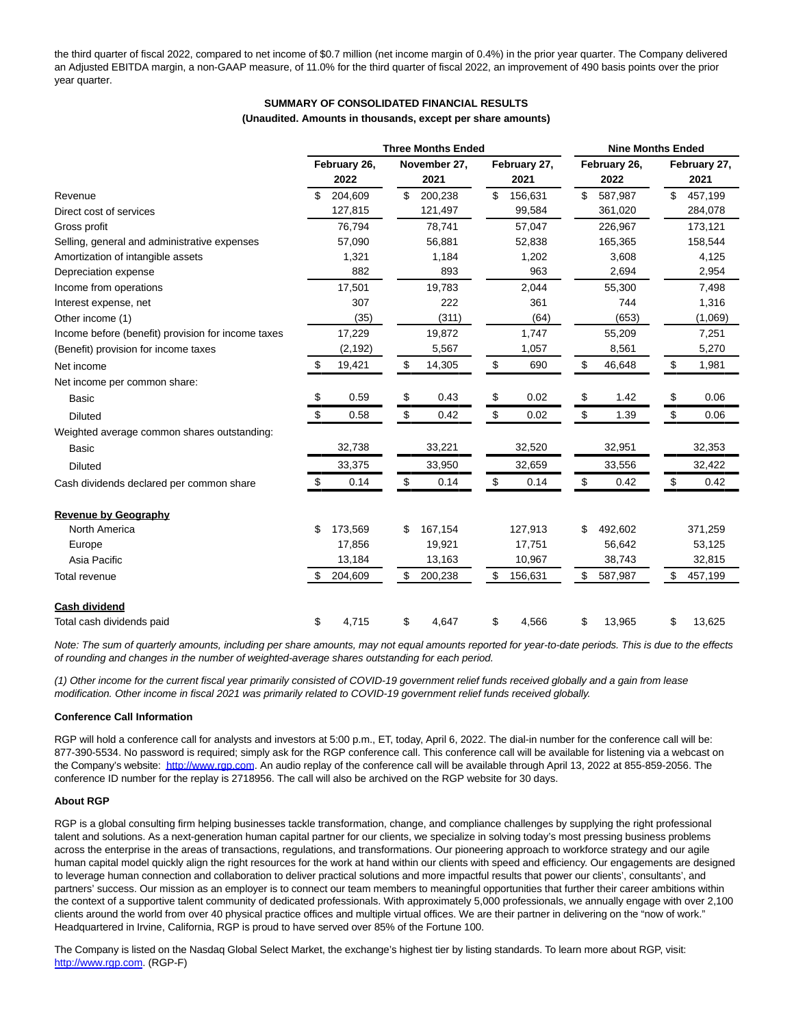the third quarter of fiscal 2022, compared to net income of $0.7 million (net income margin of 0.4%) in the prior year quarter. The Company delivered an Adjusted EBITDA margin, a non-GAAP measure, of 11.0% for the third quarter of fiscal 2022, an improvement of 490 basis points over the prior year quarter.

**SUMMARY OF CONSOLIDATED FINANCIAL RESULTS**

**(Unaudited. Amounts in thousands, except per share amounts)**

| | Three Months Ended | | | Nine Months Ended | |
|---|---|---|---|---|---|
| | February 26, 2022 | November 27, 2021 | February 27, 2021 | February 26, 2022 | February 27, 2021 |
| Revenue | $ 204,609 | $ 200,238 | $ 156,631 | $ 587,987 | $ 457,199 |
| Direct cost of services | 127,815 | 121,497 | 99,584 | 361,020 | 284,078 |
| Gross profit | 76,794 | 78,741 | 57,047 | 226,967 | 173,121 |
| Selling, general and administrative expenses | 57,090 | 56,881 | 52,838 | 165,365 | 158,544 |
| Amortization of intangible assets | 1,321 | 1,184 | 1,202 | 3,608 | 4,125 |
| Depreciation expense | 882 | 893 | 963 | 2,694 | 2,954 |
| Income from operations | 17,501 | 19,783 | 2,044 | 55,300 | 7,498 |
| Interest expense, net | 307 | 222 | 361 | 744 | 1,316 |
| Other income (1) | (35) | (311) | (64) | (653) | (1,069) |
| Income before (benefit) provision for income taxes | 17,229 | 19,872 | 1,747 | 55,209 | 7,251 |
| (Benefit) provision for income taxes | (2,192) | 5,567 | 1,057 | 8,561 | 5,270 |
| Net income | $ 19,421 | $ 14,305 | $ 690 | $ 46,648 | $ 1,981 |
| Net income per common share: | | | | | |
| Basic | $ 0.59 | $ 0.43 | $ 0.02 | $ 1.42 | $ 0.06 |
| Diluted | $ 0.58 | $ 0.42 | $ 0.02 | $ 1.39 | $ 0.06 |
| Weighted average common shares outstanding: | | | | | |
| Basic | 32,738 | 33,221 | 32,520 | 32,951 | 32,353 |
| Diluted | 33,375 | 33,950 | 32,659 | 33,556 | 32,422 |
| Cash dividends declared per common share | $ 0.14 | $ 0.14 | $ 0.14 | $ 0.42 | $ 0.42 |
| **Revenue by Geography** | | | | | |
| North America | $ 173,569 | $ 167,154 | 127,913 | $ 492,602 | 371,259 |
| Europe | 17,856 | 19,921 | 17,751 | 56,642 | 53,125 |
| Asia Pacific | 13,184 | 13,163 | 10,967 | 38,743 | 32,815 |
| Total revenue | $ 204,609 | $ 200,238 | $ 156,631 | $ 587,987 | $ 457,199 |
| **Cash dividend** | | | | | |
| Total cash dividends paid | $ 4,715 | $ 4,647 | $ 4,566 | $ 13,965 | $ 13,625 |

*Note: The sum of quarterly amounts, including per share amounts, may not equal amounts reported for year-to-date periods. This is due to the effects of rounding and changes in the number of weighted-average shares outstanding for each period.*

*(1) Other income for the current fiscal year primarily consisted of COVID-19 government relief funds received globally and a gain from lease modification. Other income in fiscal 2021 was primarily related to COVID-19 government relief funds received globally.*

**Conference Call Information**

RGP will hold a conference call for analysts and investors at 5:00 p.m., ET, today, April 6, 2022. The dial-in number for the conference call will be: 877-390-5534. No password is required; simply ask for the RGP conference call. This conference call will be available for listening via a webcast on the Company's website: http://www.rgp.com. An audio replay of the conference call will be available through April 13, 2022 at 855-859-2056. The conference ID number for the replay is 2718956. The call will also be archived on the RGP website for 30 days.

**About RGP**

RGP is a global consulting firm helping businesses tackle transformation, change, and compliance challenges by supplying the right professional talent and solutions. As a next-generation human capital partner for our clients, we specialize in solving today's most pressing business problems across the enterprise in the areas of transactions, regulations, and transformations. Our pioneering approach to workforce strategy and our agile human capital model quickly align the right resources for the work at hand within our clients with speed and efficiency. Our engagements are designed to leverage human connection and collaboration to deliver practical solutions and more impactful results that power our clients', consultants', and partners' success. Our mission as an employer is to connect our team members to meaningful opportunities that further their career ambitions within the context of a supportive talent community of dedicated professionals. With approximately 5,000 professionals, we annually engage with over 2,100 clients around the world from over 40 physical practice offices and multiple virtual offices. We are their partner in delivering on the "now of work." Headquartered in Irvine, California, RGP is proud to have served over 85% of the Fortune 100.

The Company is listed on the Nasdaq Global Select Market, the exchange's highest tier by listing standards. To learn more about RGP, visit: http://www.rgp.com. (RGP-F)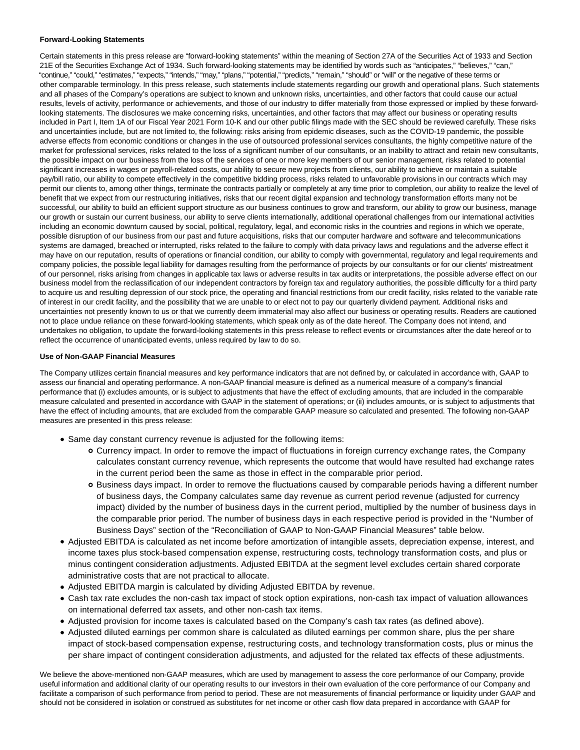**Forward-Looking Statements**

Certain statements in this press release are "forward-looking statements" within the meaning of Section 27A of the Securities Act of 1933 and Section 21E of the Securities Exchange Act of 1934. Such forward-looking statements may be identified by words such as "anticipates," "believes," "can," "continue," "could," "estimates," "expects," "intends," "may," "plans," "potential," "predicts," "remain," "should" or "will" or the negative of these terms or other comparable terminology. In this press release, such statements include statements regarding our growth and operational plans. Such statements and all phases of the Company's operations are subject to known and unknown risks, uncertainties, and other factors that could cause our actual results, levels of activity, performance or achievements, and those of our industry to differ materially from those expressed or implied by these forward-looking statements. The disclosures we make concerning risks, uncertainties, and other factors that may affect our business or operating results included in Part I, Item 1A of our Fiscal Year 2021 Form 10-K and our other public filings made with the SEC should be reviewed carefully. These risks and uncertainties include, but are not limited to, the following: risks arising from epidemic diseases, such as the COVID-19 pandemic, the possible adverse effects from economic conditions or changes in the use of outsourced professional services consultants, the highly competitive nature of the market for professional services, risks related to the loss of a significant number of our consultants, or an inability to attract and retain new consultants, the possible impact on our business from the loss of the services of one or more key members of our senior management, risks related to potential significant increases in wages or payroll-related costs, our ability to secure new projects from clients, our ability to achieve or maintain a suitable pay/bill ratio, our ability to compete effectively in the competitive bidding process, risks related to unfavorable provisions in our contracts which may permit our clients to, among other things, terminate the contracts partially or completely at any time prior to completion, our ability to realize the level of benefit that we expect from our restructuring initiatives, risks that our recent digital expansion and technology transformation efforts many not be successful, our ability to build an efficient support structure as our business continues to grow and transform, our ability to grow our business, manage our growth or sustain our current business, our ability to serve clients internationally, additional operational challenges from our international activities including an economic downturn caused by social, political, regulatory, legal, and economic risks in the countries and regions in which we operate, possible disruption of our business from our past and future acquisitions, risks that our computer hardware and software and telecommunications systems are damaged, breached or interrupted, risks related to the failure to comply with data privacy laws and regulations and the adverse effect it may have on our reputation, results of operations or financial condition, our ability to comply with governmental, regulatory and legal requirements and company policies, the possible legal liability for damages resulting from the performance of projects by our consultants or for our clients' mistreatment of our personnel, risks arising from changes in applicable tax laws or adverse results in tax audits or interpretations, the possible adverse effect on our business model from the reclassification of our independent contractors by foreign tax and regulatory authorities, the possible difficulty for a third party to acquire us and resulting depression of our stock price, the operating and financial restrictions from our credit facility, risks related to the variable rate of interest in our credit facility, and the possibility that we are unable to or elect not to pay our quarterly dividend payment. Additional risks and uncertainties not presently known to us or that we currently deem immaterial may also affect our business or operating results. Readers are cautioned not to place undue reliance on these forward-looking statements, which speak only as of the date hereof. The Company does not intend, and undertakes no obligation, to update the forward-looking statements in this press release to reflect events or circumstances after the date hereof or to reflect the occurrence of unanticipated events, unless required by law to do so.

**Use of Non-GAAP Financial Measures**

The Company utilizes certain financial measures and key performance indicators that are not defined by, or calculated in accordance with, GAAP to assess our financial and operating performance. A non-GAAP financial measure is defined as a numerical measure of a company's financial performance that (i) excludes amounts, or is subject to adjustments that have the effect of excluding amounts, that are included in the comparable measure calculated and presented in accordance with GAAP in the statement of operations; or (ii) includes amounts, or is subject to adjustments that have the effect of including amounts, that are excluded from the comparable GAAP measure so calculated and presented. The following non-GAAP measures are presented in this press release:

- Same day constant currency revenue is adjusted for the following items:
  - Currency impact. In order to remove the impact of fluctuations in foreign currency exchange rates, the Company calculates constant currency revenue, which represents the outcome that would have resulted had exchange rates in the current period been the same as those in effect in the comparable prior period.
  - Business days impact. In order to remove the fluctuations caused by comparable periods having a different number of business days, the Company calculates same day revenue as current period revenue (adjusted for currency impact) divided by the number of business days in the current period, multiplied by the number of business days in the comparable prior period. The number of business days in each respective period is provided in the "Number of Business Days" section of the "Reconciliation of GAAP to Non-GAAP Financial Measures" table below.
- Adjusted EBITDA is calculated as net income before amortization of intangible assets, depreciation expense, interest, and income taxes plus stock-based compensation expense, restructuring costs, technology transformation costs, and plus or minus contingent consideration adjustments. Adjusted EBITDA at the segment level excludes certain shared corporate administrative costs that are not practical to allocate.
- Adjusted EBITDA margin is calculated by dividing Adjusted EBITDA by revenue.
- Cash tax rate excludes the non-cash tax impact of stock option expirations, non-cash tax impact of valuation allowances on international deferred tax assets, and other non-cash tax items.
- Adjusted provision for income taxes is calculated based on the Company's cash tax rates (as defined above).
- Adjusted diluted earnings per common share is calculated as diluted earnings per common share, plus the per share impact of stock-based compensation expense, restructuring costs, and technology transformation costs, plus or minus the per share impact of contingent consideration adjustments, and adjusted for the related tax effects of these adjustments.

We believe the above-mentioned non-GAAP measures, which are used by management to assess the core performance of our Company, provide useful information and additional clarity of our operating results to our investors in their own evaluation of the core performance of our Company and facilitate a comparison of such performance from period to period. These are not measurements of financial performance or liquidity under GAAP and should not be considered in isolation or construed as substitutes for net income or other cash flow data prepared in accordance with GAAP for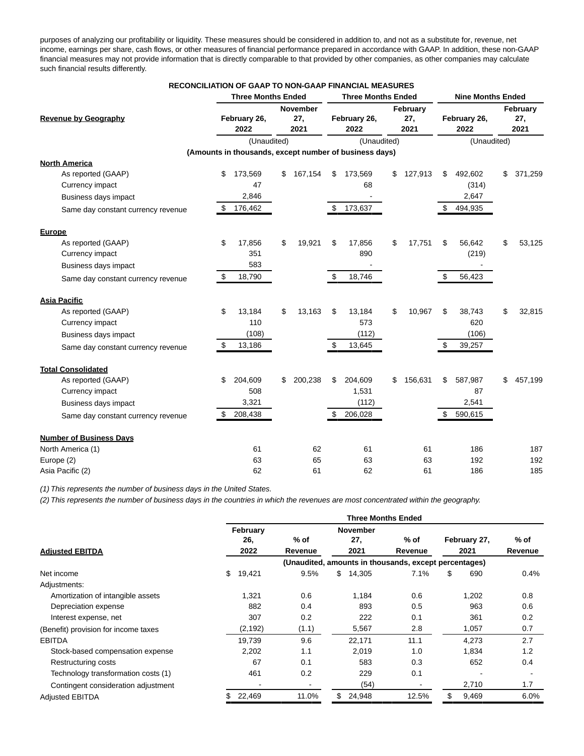purposes of analyzing our profitability or liquidity. These measures should be considered in addition to, and not as a substitute for, revenue, net income, earnings per share, cash flows, or other measures of financial performance prepared in accordance with GAAP. In addition, these non-GAAP financial measures may not provide information that is directly comparable to that provided by other companies, as other companies may calculate such financial results differently.

**RECONCILIATION OF GAAP TO NON-GAAP FINANCIAL MEASURES**

| Revenue by Geography | Three Months Ended | | Three Months Ended | | Nine Months Ended | |
|---|---|---|---|---|---|---|
| | February 26, 2022 | November 27, 2021 | February 26, 2022 | February 27, 2021 | February 26, 2022 | February 27, 2021 |
| | (Unaudited) | | (Unaudited) | | (Unaudited) | |
| | (Amounts in thousands, except number of business days) | | | | | |
| **North America** | | | | | | |
| As reported (GAAP) | $ 173,569 | $ 167,154 | $ 173,569 | $ 127,913 | $ 492,602 | $ 371,259 |
| Currency impact | 47 | | 68 | | (314) | |
| Business days impact | 2,846 | | - | | 2,647 | |
| Same day constant currency revenue | $ 176,462 | | $ 173,637 | | $ 494,935 | |
| **Europe** | | | | | | |
| As reported (GAAP) | $ 17,856 | $ 19,921 | $ 17,856 | $ 17,751 | $ 56,642 | $ 53,125 |
| Currency impact | 351 | | 890 | | (219) | |
| Business days impact | 583 | | - | | - | |
| Same day constant currency revenue | $ 18,790 | | $ 18,746 | | $ 56,423 | |
| **Asia Pacific** | | | | | | |
| As reported (GAAP) | $ 13,184 | $ 13,163 | $ 13,184 | $ 10,967 | $ 38,743 | $ 32,815 |
| Currency impact | 110 | | 573 | | 620 | |
| Business days impact | (108) | | (112) | | (106) | |
| Same day constant currency revenue | $ 13,186 | | $ 13,645 | | $ 39,257 | |
| **Total Consolidated** | | | | | | |
| As reported (GAAP) | $ 204,609 | $ 200,238 | $ 204,609 | $ 156,631 | $ 587,987 | $ 457,199 |
| Currency impact | 508 | | 1,531 | | 87 | |
| Business days impact | 3,321 | | (112) | | 2,541 | |
| Same day constant currency revenue | $ 208,438 | | $ 206,028 | | $ 590,615 | |
| **Number of Business Days** | | | | | | |
| North America (1) | 61 | 62 | 61 | 61 | 186 | 187 |
| Europe (2) | 63 | 65 | 63 | 63 | 192 | 192 |
| Asia Pacific (2) | 62 | 61 | 62 | 61 | 186 | 185 |

*(1) This represents the number of business days in the United States.*

*(2) This represents the number of business days in the countries in which the revenues are most concentrated within the geography.*

| Adjusted EBITDA | Three Months Ended | | | | | |
|---|---|---|---|---|---|---|
| | February 26, 2022 | % of Revenue | November 27, 2021 | % of Revenue | February 27, 2021 | % of Revenue |
| | (Unaudited, amounts in thousands, except percentages) | | | | | |
| Net income | $ 19,421 | 9.5% | $ 14,305 | 7.1% | $ 690 | 0.4% |
| Adjustments: | | | | | | |
| Amortization of intangible assets | 1,321 | 0.6 | 1,184 | 0.6 | 1,202 | 0.8 |
| Depreciation expense | 882 | 0.4 | 893 | 0.5 | 963 | 0.6 |
| Interest expense, net | 307 | 0.2 | 222 | 0.1 | 361 | 0.2 |
| (Benefit) provision for income taxes | (2,192) | (1.1) | 5,567 | 2.8 | 1,057 | 0.7 |
| EBITDA | 19,739 | 9.6 | 22,171 | 11.1 | 4,273 | 2.7 |
| Stock-based compensation expense | 2,202 | 1.1 | 2,019 | 1.0 | 1,834 | 1.2 |
| Restructuring costs | 67 | 0.1 | 583 | 0.3 | 652 | 0.4 |
| Technology transformation costs (1) | 461 | 0.2 | 229 | 0.1 | - | - |
| Contingent consideration adjustment | - | - | (54) | - | 2,710 | 1.7 |
| Adjusted EBITDA | $ 22,469 | 11.0% | $ 24,948 | 12.5% | $ 9,469 | 6.0% |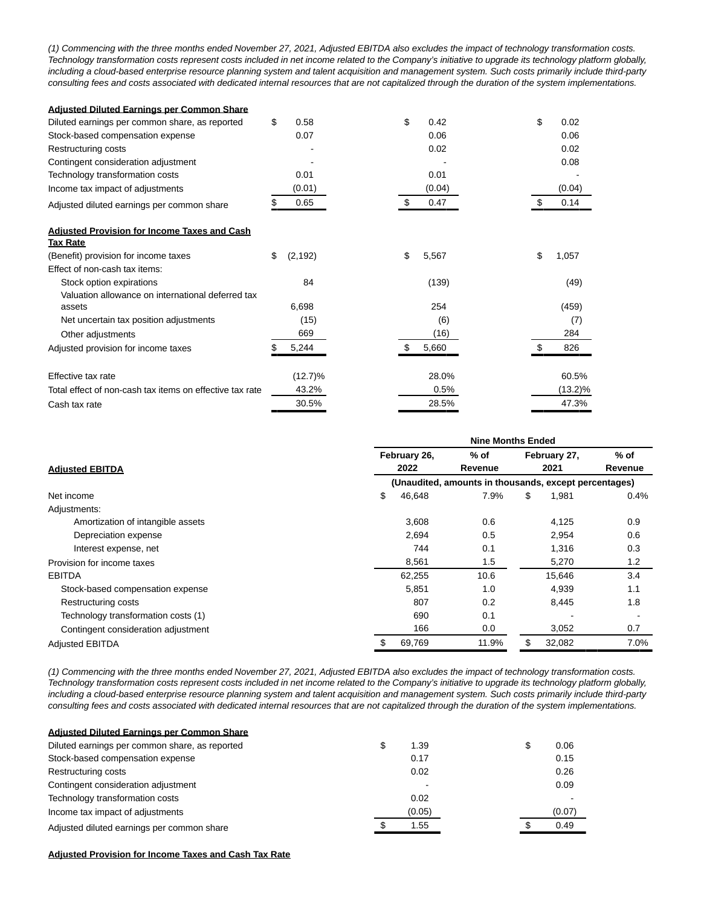*(1) Commencing with the three months ended November 27, 2021, Adjusted EBITDA also excludes the impact of technology transformation costs. Technology transformation costs represent costs included in net income related to the Company's initiative to upgrade its technology platform globally, including a cloud-based enterprise resource planning system and talent acquisition and management system. Such costs primarily include third-party consulting fees and costs associated with dedicated internal resources that are not capitalized through the duration of the system implementations.*

| **Adjusted Diluted Earnings per Common Share** | | | |
|---|---|---|---|
| Diluted earnings per common share, as reported | $ 0.58 | $ 0.42 | $ 0.02 |
| Stock-based compensation expense | 0.07 | 0.06 | 0.06 |
| Restructuring costs | - | 0.02 | 0.02 |
| Contingent consideration adjustment | - | - | 0.08 |
| Technology transformation costs | 0.01 | 0.01 | - |
| Income tax impact of adjustments | (0.01) | (0.04) | (0.04) |
| Adjusted diluted earnings per common share | $ 0.65 | $ 0.47 | $ 0.14 |

| **Adjusted Provision for Income Taxes and Cash Tax Rate** | | | |
|---|---|---|---|
| (Benefit) provision for income taxes | $ (2,192) | $ 5,567 | $ 1,057 |
| Effect of non-cash tax items: | | | |
| Stock option expirations | 84 | (139) | (49) |
| Valuation allowance on international deferred tax assets | 6,698 | 254 | (459) |
| Net uncertain tax position adjustments | (15) | (6) | (7) |
| Other adjustments | 669 | (16) | 284 |
| Adjusted provision for income taxes | $ 5,244 | $ 5,660 | $ 826 |
| | | | |
| Effective tax rate | (12.7)% | 28.0% | 60.5% |
| Total effect of non-cash tax items on effective tax rate | 43.2% | 0.5% | (13.2)% |
| Cash tax rate | 30.5% | 28.5% | 47.3% |

| | Nine Months Ended | | | |
|---|---|---|---|---|
| **Adjusted EBITDA** | February 26, 2022 | % of Revenue | February 27, 2021 | % of Revenue |
| | (Unaudited, amounts in thousands, except percentages) | | | |
| Net income | $ 46,648 | 7.9% | $ 1,981 | 0.4% |
| Adjustments: | | | | |
| Amortization of intangible assets | 3,608 | 0.6 | 4,125 | 0.9 |
| Depreciation expense | 2,694 | 0.5 | 2,954 | 0.6 |
| Interest expense, net | 744 | 0.1 | 1,316 | 0.3 |
| Provision for income taxes | 8,561 | 1.5 | 5,270 | 1.2 |
| EBITDA | 62,255 | 10.6 | 15,646 | 3.4 |
| Stock-based compensation expense | 5,851 | 1.0 | 4,939 | 1.1 |
| Restructuring costs | 807 | 0.2 | 8,445 | 1.8 |
| Technology transformation costs (1) | 690 | 0.1 | - | - |
| Contingent consideration adjustment | 166 | 0.0 | 3,052 | 0.7 |
| Adjusted EBITDA | $ 69,769 | 11.9% | $ 32,082 | 7.0% |

*(1) Commencing with the three months ended November 27, 2021, Adjusted EBITDA also excludes the impact of technology transformation costs. Technology transformation costs represent costs included in net income related to the Company's initiative to upgrade its technology platform globally, including a cloud-based enterprise resource planning system and talent acquisition and management system. Such costs primarily include third-party consulting fees and costs associated with dedicated internal resources that are not capitalized through the duration of the system implementations.*

| **Adjusted Diluted Earnings per Common Share** | | |
|---|---|---|
| Diluted earnings per common share, as reported | $ 1.39 | $ 0.06 |
| Stock-based compensation expense | 0.17 | 0.15 |
| Restructuring costs | 0.02 | 0.26 |
| Contingent consideration adjustment | - | 0.09 |
| Technology transformation costs | 0.02 | - |
| Income tax impact of adjustments | (0.05) | (0.07) |
| Adjusted diluted earnings per common share | $ 1.55 | $ 0.49 |

**Adjusted Provision for Income Taxes and Cash Tax Rate**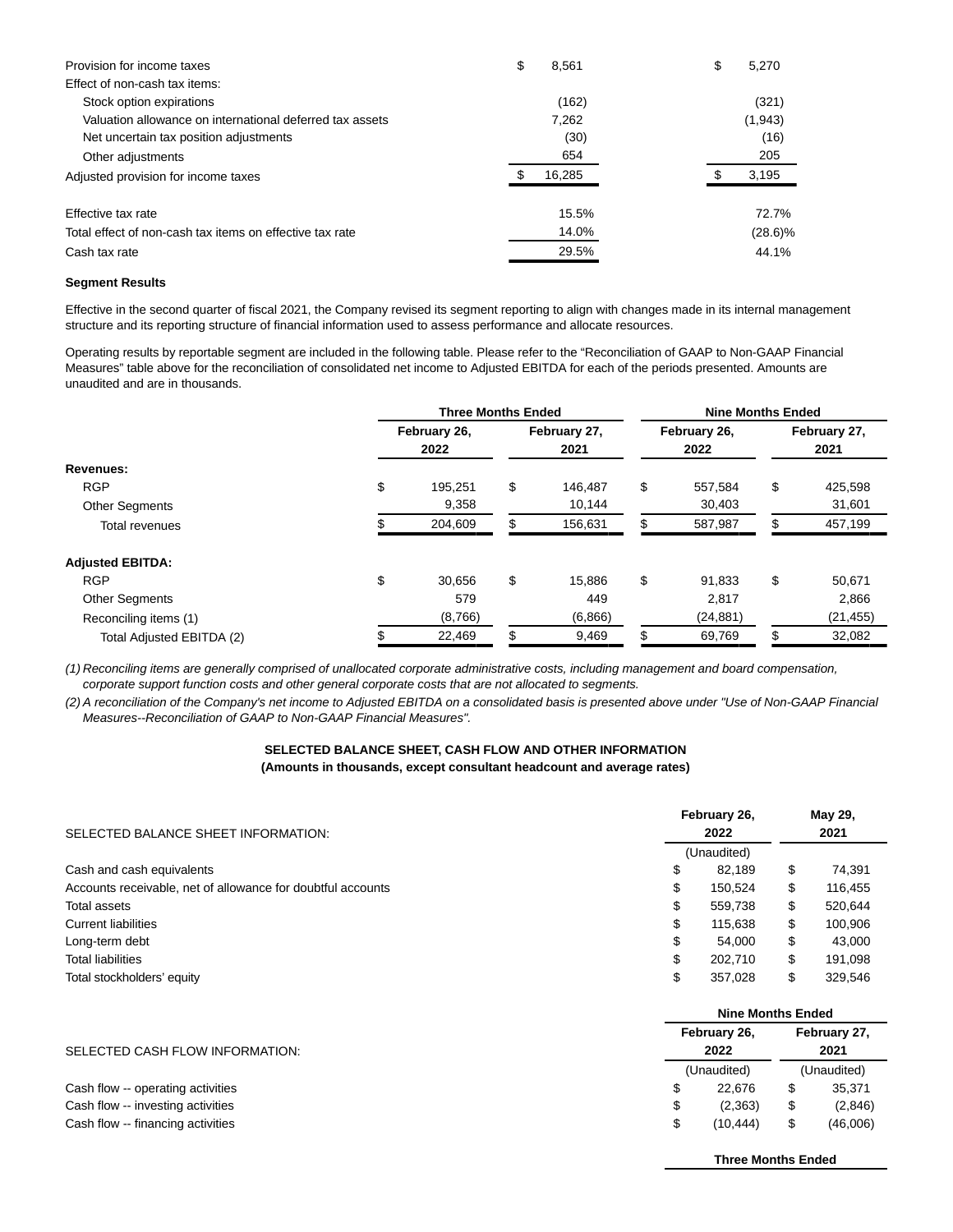| | | |
|---|---|---|
| Provision for income taxes | $ 8,561 | $ 5,270 |
| Effect of non-cash tax items: | | |
| Stock option expirations | (162) | (321) |
| Valuation allowance on international deferred tax assets | 7,262 | (1,943) |
| Net uncertain tax position adjustments | (30) | (16) |
| Other adjustments | 654 | 205 |
| Adjusted provision for income taxes | $ 16,285 | $ 3,195 |
| | | |
| Effective tax rate | 15.5% | 72.7% |
| Total effect of non-cash tax items on effective tax rate | 14.0% | (28.6)% |
| Cash tax rate | 29.5% | 44.1% |

**Segment Results**

Effective in the second quarter of fiscal 2021, the Company revised its segment reporting to align with changes made in its internal management structure and its reporting structure of financial information used to assess performance and allocate resources.

Operating results by reportable segment are included in the following table. Please refer to the "Reconciliation of GAAP to Non-GAAP Financial Measures" table above for the reconciliation of consolidated net income to Adjusted EBITDA for each of the periods presented. Amounts are unaudited and are in thousands.

| | Three Months Ended | | Nine Months Ended | |
|---|---|---|---|---|
| | February 26, 2022 | February 27, 2021 | February 26, 2022 | February 27, 2021 |
| **Revenues:** | | | | |
| RGP | $ 195,251 | $ 146,487 | $ 557,584 | $ 425,598 |
| Other Segments | 9,358 | 10,144 | 30,403 | 31,601 |
| Total revenues | $ 204,609 | $ 156,631 | $ 587,987 | $ 457,199 |
| | | | | |
| **Adjusted EBITDA:** | | | | |
| RGP | $ 30,656 | $ 15,886 | $ 91,833 | $ 50,671 |
| Other Segments | 579 | 449 | 2,817 | 2,866 |
| Reconciling items (1) | (8,766) | (6,866) | (24,881) | (21,455) |
| Total Adjusted EBITDA (2) | $ 22,469 | $ 9,469 | $ 69,769 | $ 32,082 |

*(1) Reconciling items are generally comprised of unallocated corporate administrative costs, including management and board compensation, corporate support function costs and other general corporate costs that are not allocated to segments.*

*(2) A reconciliation of the Company's net income to Adjusted EBITDA on a consolidated basis is presented above under "Use of Non-GAAP Financial Measures--Reconciliation of GAAP to Non-GAAP Financial Measures".*

**SELECTED BALANCE SHEET, CASH FLOW AND OTHER INFORMATION**
**(Amounts in thousands, except consultant headcount and average rates)**

| SELECTED BALANCE SHEET INFORMATION: | February 26, 2022 | May 29, 2021 |
|---|---|---|
| | (Unaudited) | |
| Cash and cash equivalents | $ 82,189 | $ 74,391 |
| Accounts receivable, net of allowance for doubtful accounts | $ 150,524 | $ 116,455 |
| Total assets | $ 559,738 | $ 520,644 |
| Current liabilities | $ 115,638 | $ 100,906 |
| Long-term debt | $ 54,000 | $ 43,000 |
| Total liabilities | $ 202,710 | $ 191,098 |
| Total stockholders' equity | $ 357,028 | $ 329,546 |

| | Nine Months Ended | |
|---|---|---|
| SELECTED CASH FLOW INFORMATION: | February 26, 2022 | February 27, 2021 |
| | (Unaudited) | (Unaudited) |
| Cash flow -- operating activities | $ 22,676 | $ 35,371 |
| Cash flow -- investing activities | $ (2,363) | $ (2,846) |
| Cash flow -- financing activities | $ (10,444) | $ (46,006) |

**Three Months Ended**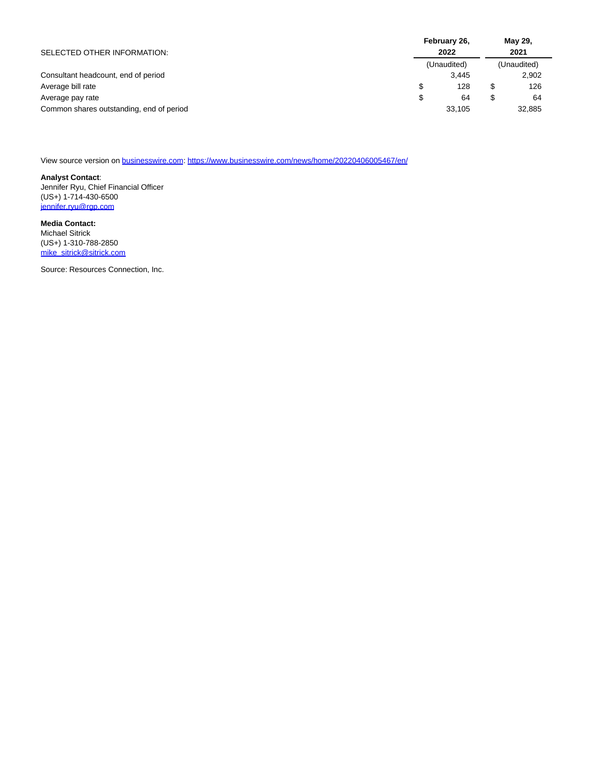| SELECTED OTHER INFORMATION: | February 26, 2022 | May 29, 2021 |
|---|---|---|
| | (Unaudited) | (Unaudited) |
| Consultant headcount, end of period | 3,445 | 2,902 |
| Average bill rate | $ 128 | $ 126 |
| Average pay rate | $ 64 | $ 64 |
| Common shares outstanding, end of period | 33,105 | 32,885 |

View source version on businesswire.com: https://www.businesswire.com/news/home/20220406005467/en/

**Analyst Contact**:
Jennifer Ryu, Chief Financial Officer
(US+) 1-714-430-6500
jennifer.ryu@rgp.com

**Media Contact:**
Michael Sitrick
(US+) 1-310-788-2850
mike_sitrick@sitrick.com

Source: Resources Connection, Inc.